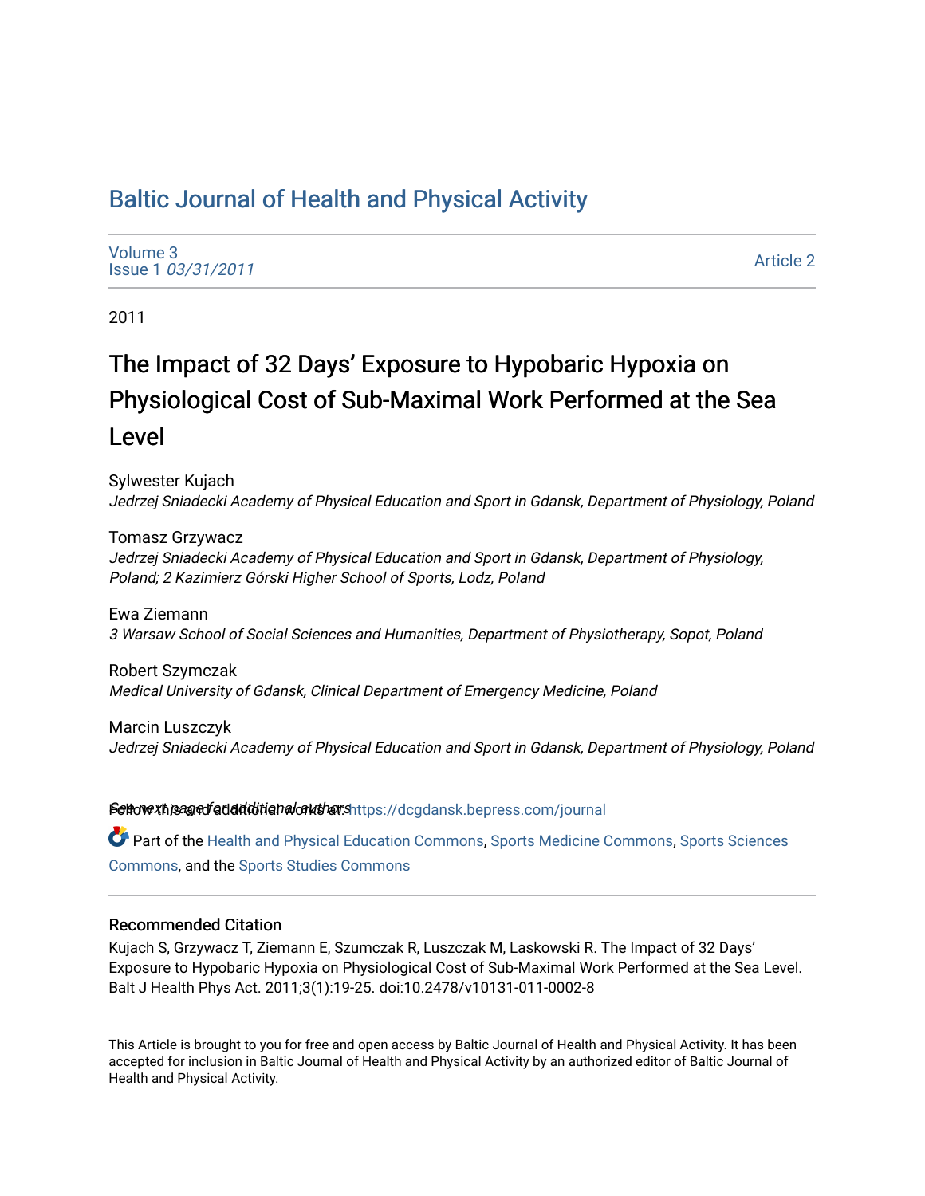# Baltic Journal of Health and Physical Activity

Volume 3
Issue 1 *03/31/2011*

Article 2

2011

## The Impact of 32 Days' Exposure to Hypobaric Hypoxia on Physiological Cost of Sub-Maximal Work Performed at the Sea Level

Sylwester Kujach
*Jedrzej Sniadecki Academy of Physical Education and Sport in Gdansk, Department of Physiology, Poland*

Tomasz Grzywacz
*Jedrzej Sniadecki Academy of Physical Education and Sport in Gdansk, Department of Physiology, Poland; 2 Kazimierz Górski Higher School of Sports, Lodz, Poland*

Ewa Ziemann
*3 Warsaw School of Social Sciences and Humanities, Department of Physiotherapy, Sopot, Poland*

Robert Szymczak
*Medical University of Gdansk, Clinical Department of Emergency Medicine, Poland*

Marcin Luszczyk
*Jedrzej Sniadecki Academy of Physical Education and Sport in Gdansk, Department of Physiology, Poland*

See next page for additional authors

Follow this and additional works at: https://dcgdansk.bepress.com/journal

Part of the Health and Physical Education Commons, Sports Medicine Commons, Sports Sciences Commons, and the Sports Studies Commons

### Recommended Citation

Kujach S, Grzywacz T, Ziemann E, Szumczak R, Luszczak M, Laskowski R. The Impact of 32 Days' Exposure to Hypobaric Hypoxia on Physiological Cost of Sub-Maximal Work Performed at the Sea Level. Balt J Health Phys Act. 2011;3(1):19-25. doi:10.2478/v10131-011-0002-8

This Article is brought to you for free and open access by Baltic Journal of Health and Physical Activity. It has been accepted for inclusion in Baltic Journal of Health and Physical Activity by an authorized editor of Baltic Journal of Health and Physical Activity.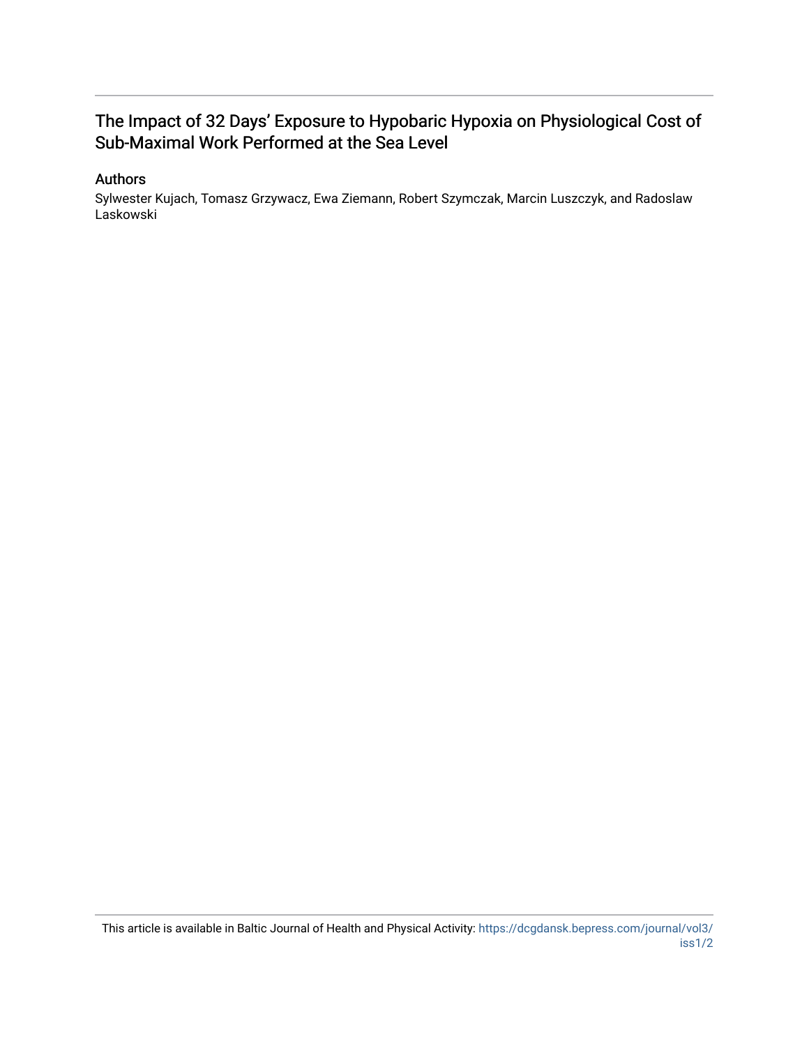# The Impact of 32 Days' Exposure to Hypobaric Hypoxia on Physiological Cost of Sub-Maximal Work Performed at the Sea Level

## Authors

Sylwester Kujach, Tomasz Grzywacz, Ewa Ziemann, Robert Szymczak, Marcin Luszczyk, and Radoslaw Laskowski

This article is available in Baltic Journal of Health and Physical Activity: https://dcgdansk.bepress.com/journal/vol3/iss1/2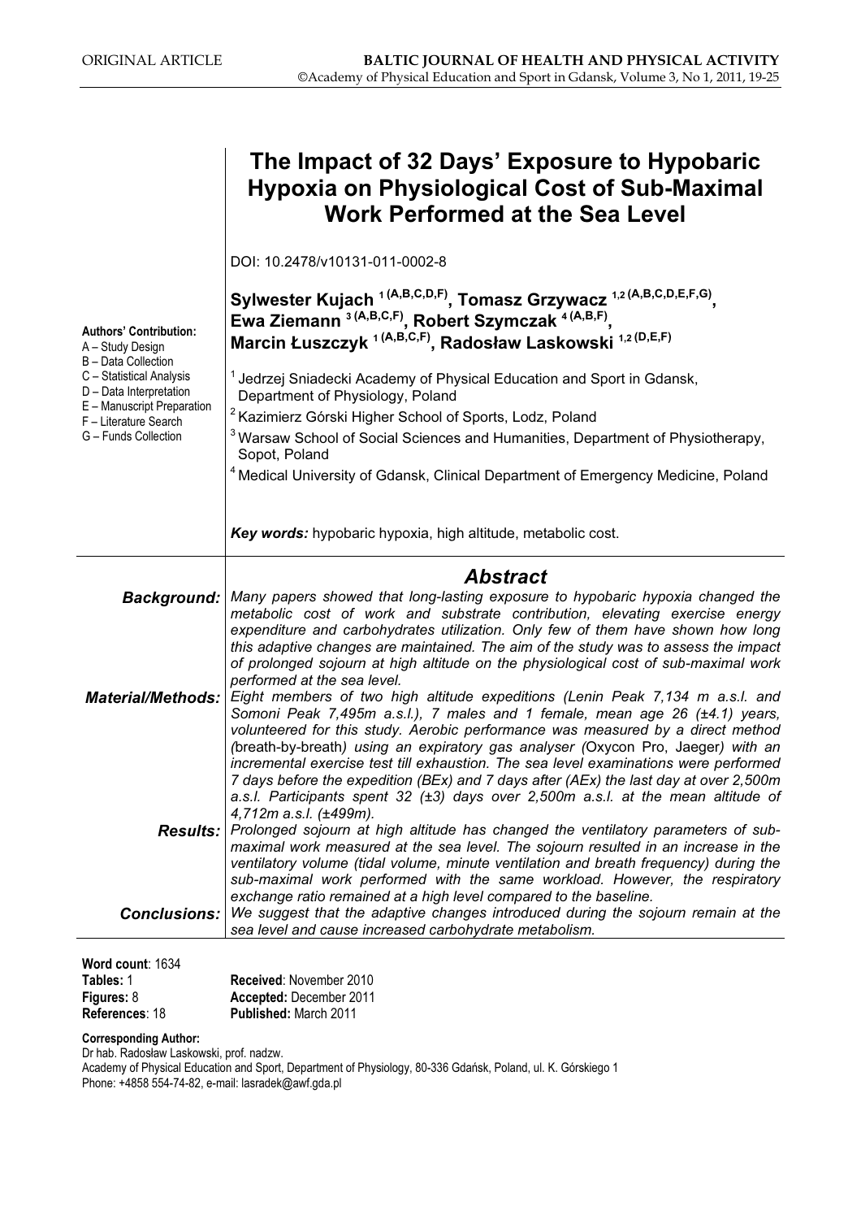ORIGINAL ARTICLE

# The Impact of 32 Days' Exposure to Hypobaric Hypoxia on Physiological Cost of Sub-Maximal Work Performed at the Sea Level

DOI: 10.2478/v10131-011-0002-8

**Sylwester Kujach [1 (A,B,C,D,F)], Tomasz Grzywacz [1,2 (A,B,C,D,E,F,G)], Ewa Ziemann [3 (A,B,C,F)], Robert Szymczak [4 (A,B,F)], Marcin Łuszczyk [1 (A,B,C,F)], Radosław Laskowski [1,2 (D,E,F)]**

**Authors' Contribution:**
A – Study Design
B – Data Collection
C – Statistical Analysis
D – Data Interpretation
E – Manuscript Preparation
F – Literature Search
G – Funds Collection

[1] Jedrzej Sniadecki Academy of Physical Education and Sport in Gdansk, Department of Physiology, Poland

[2] Kazimierz Górski Higher School of Sports, Lodz, Poland

[3] Warsaw School of Social Sciences and Humanities, Department of Physiotherapy, Sopot, Poland

[4] Medical University of Gdansk, Clinical Department of Emergency Medicine, Poland

***Key words:*** hypobaric hypoxia, high altitude, metabolic cost.

## *Abstract*

***Background:*** *Many papers showed that long-lasting exposure to hypobaric hypoxia changed the metabolic cost of work and substrate contribution, elevating exercise energy expenditure and carbohydrates utilization. Only few of them have shown how long this adaptive changes are maintained. The aim of the study was to assess the impact of prolonged sojourn at high altitude on the physiological cost of sub-maximal work performed at the sea level.*

***Material/Methods:*** *Eight members of two high altitude expeditions (Lenin Peak 7,134 m a.s.l. and Somoni Peak 7,495m a.s.l.), 7 males and 1 female, mean age 26 (±4.1) years, volunteered for this study. Aerobic performance was measured by a direct method (breath-by-breath) using an expiratory gas analyser (Oxycon Pro, Jaeger) with an incremental exercise test till exhaustion. The sea level examinations were performed 7 days before the expedition (BEx) and 7 days after (AEx) the last day at over 2,500m a.s.l. Participants spent 32 (±3) days over 2,500m a.s.l. at the mean altitude of 4,712m a.s.l. (±499m).*

***Results:*** *Prolonged sojourn at high altitude has changed the ventilatory parameters of sub-maximal work measured at the sea level. The sojourn resulted in an increase in the ventilatory volume (tidal volume, minute ventilation and breath frequency) during the sub-maximal work performed with the same workload. However, the respiratory exchange ratio remained at a high level compared to the baseline.*

***Conclusions:*** *We suggest that the adaptive changes introduced during the sojourn remain at the sea level and cause increased carbohydrate metabolism.*

**Word count**: 1634
**Tables:** 1
**Figures:** 8
**References**: 18

**Received**: November 2010
**Accepted:** December 2011
**Published:** March 2011

**Corresponding Author:**
Dr hab. Radosław Laskowski, prof. nadzw.
Academy of Physical Education and Sport, Department of Physiology, 80-336 Gdańsk, Poland, ul. K. Górskiego 1
Phone: +4858 554-74-82, e-mail: lasradek@awf.gda.pl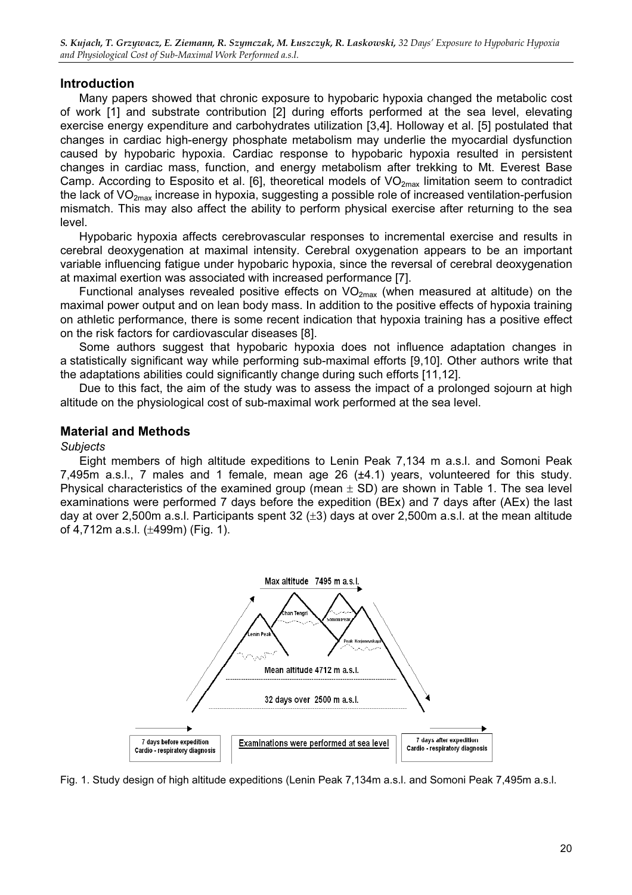## Introduction

Many papers showed that chronic exposure to hypobaric hypoxia changed the metabolic cost of work [1] and substrate contribution [2] during efforts performed at the sea level, elevating exercise energy expenditure and carbohydrates utilization [3,4]. Holloway et al. [5] postulated that changes in cardiac high-energy phosphate metabolism may underlie the myocardial dysfunction caused by hypobaric hypoxia. Cardiac response to hypobaric hypoxia resulted in persistent changes in cardiac mass, function, and energy metabolism after trekking to Mt. Everest Base Camp. According to Esposito et al. [6], theoretical models of $VO_{2max}$ limitation seem to contradict the lack of $VO_{2max}$ increase in hypoxia, suggesting a possible role of increased ventilation-perfusion mismatch. This may also affect the ability to perform physical exercise after returning to the sea level.

Hypobaric hypoxia affects cerebrovascular responses to incremental exercise and results in cerebral deoxygenation at maximal intensity. Cerebral oxygenation appears to be an important variable influencing fatigue under hypobaric hypoxia, since the reversal of cerebral deoxygenation at maximal exertion was associated with increased performance [7].

Functional analyses revealed positive effects on $VO_{2max}$ (when measured at altitude) on the maximal power output and on lean body mass. In addition to the positive effects of hypoxia training on athletic performance, there is some recent indication that hypoxia training has a positive effect on the risk factors for cardiovascular diseases [8].

Some authors suggest that hypobaric hypoxia does not influence adaptation changes in a statistically significant way while performing sub-maximal efforts [9,10]. Other authors write that the adaptations abilities could significantly change during such efforts [11,12].

Due to this fact, the aim of the study was to assess the impact of a prolonged sojourn at high altitude on the physiological cost of sub-maximal work performed at the sea level.

## Material and Methods

*Subjects*

Eight members of high altitude expeditions to Lenin Peak 7,134 m a.s.l. and Somoni Peak 7,495m a.s.l., 7 males and 1 female, mean age 26 (±4.1) years, volunteered for this study. Physical characteristics of the examined group (mean ± SD) are shown in Table 1. The sea level examinations were performed 7 days before the expedition (BEx) and 7 days after (AEx) the last day at over 2,500m a.s.l. Participants spent 32 (±3) days at over 2,500m a.s.l. at the mean altitude of 4,712m a.s.l. (±499m) (Fig. 1).

Fig. 1. Study design of high altitude expeditions (Lenin Peak 7,134m a.s.l. and Somoni Peak 7,495m a.s.l.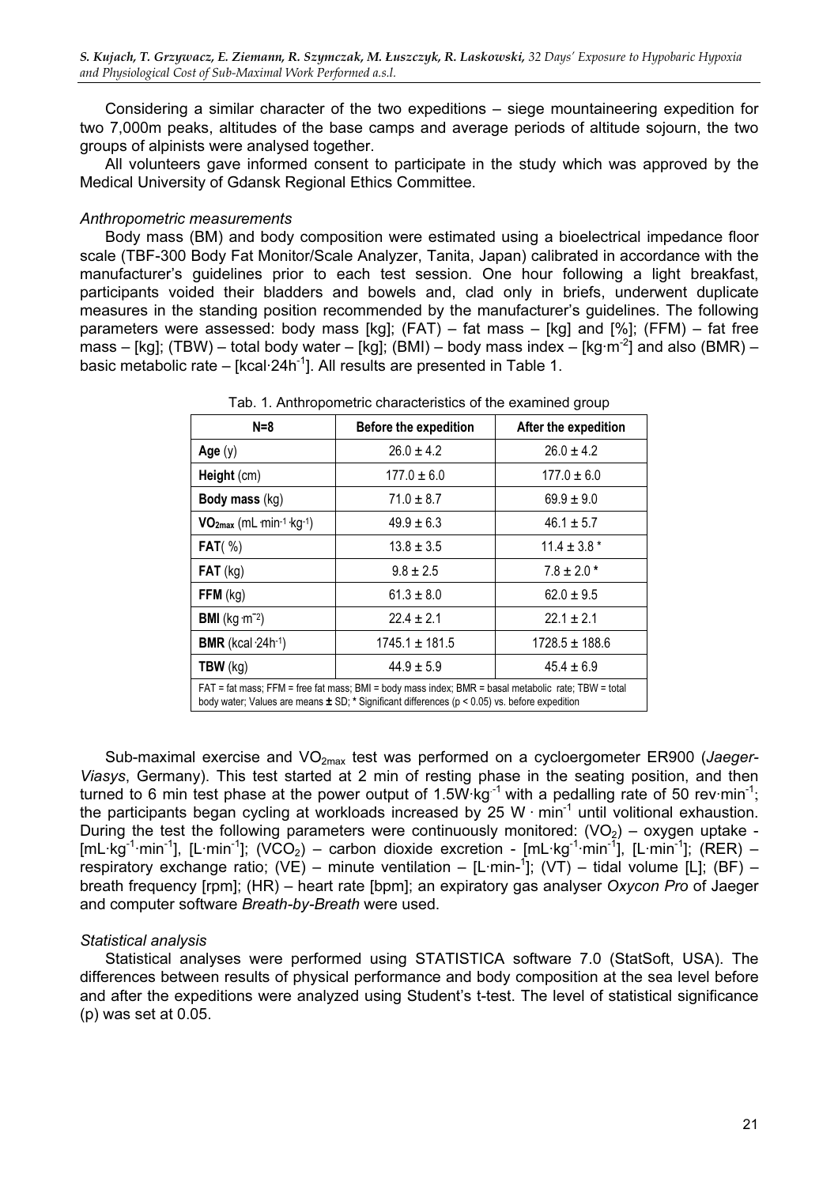Considering a similar character of the two expeditions – siege mountaineering expedition for two 7,000m peaks, altitudes of the base camps and average periods of altitude sojourn, the two groups of alpinists were analysed together.

All volunteers gave informed consent to participate in the study which was approved by the Medical University of Gdansk Regional Ethics Committee.

*Anthropometric measurements*

Body mass (BM) and body composition were estimated using a bioelectrical impedance floor scale (TBF-300 Body Fat Monitor/Scale Analyzer, Tanita, Japan) calibrated in accordance with the manufacturer's guidelines prior to each test session. One hour following a light breakfast, participants voided their bladders and bowels and, clad only in briefs, underwent duplicate measures in the standing position recommended by the manufacturer's guidelines. The following parameters were assessed: body mass [kg]; (FAT) – fat mass – [kg] and [%]; (FFM) – fat free mass – [kg]; (TBW) – total body water – [kg]; (BMI) – body mass index – [$kg \cdot m^{-2}$] and also (BMR) – basic metabolic rate – [$kcal \cdot 24h^{-1}$]. All results are presented in Table 1.

Tab. 1. Anthropometric characteristics of the examined group

| N=8 | Before the expedition | After the expedition |
|---|---|---|
| **Age** (y) | 26.0 ± 4.2 | 26.0 ± 4.2 |
| **Height** (cm) | 177.0 ± 6.0 | 177.0 ± 6.0 |
| **Body mass** (kg) | 71.0 ± 8.7 | 69.9 ± 9.0 |
| **$VO_{2max}$** ($mL \cdot min^{-1} \cdot kg^{-1}$) | 49.9 ± 6.3 | 46.1 ± 5.7 |
| **FAT**( %) | 13.8 ± 3.5 | 11.4 ± 3.8 * |
| **FAT** (kg) | 9.8 ± 2.5 | 7.8 ± 2.0 * |
| **FFM** (kg) | 61.3 ± 8.0 | 62.0 ± 9.5 |
| **BMI** ($kg \cdot m^{-2}$) | 22.4 ± 2.1 | 22.1 ± 2.1 |
| **BMR** ($kcal \cdot 24h^{-1}$) | 1745.1 ± 181.5 | 1728.5 ± 188.6 |
| **TBW** (kg) | 44.9 ± 5.9 | 45.4 ± 6.9 |

FAT = fat mass; FFM = free fat mass; BMI = body mass index; BMR = basal metabolic rate; TBW = total body water; Values are means **±** SD; * Significant differences ($p < 0.05$) vs. before expedition

Sub-maximal exercise and $VO_{2max}$ test was performed on a cycloergometer ER900 (*Jaeger-Viasys*, Germany). This test started at 2 min of resting phase in the seating position, and then turned to 6 min test phase at the power output of $1.5W \cdot kg^{-1}$ with a pedalling rate of 50 $rev \cdot min^{-1}$; the participants began cycling at workloads increased by 25 $W \cdot min^{-1}$ until volitional exhaustion. During the test the following parameters were continuously monitored: ($VO_2$) – oxygen uptake - [$mL \cdot kg^{-1} \cdot min^{-1}$], [$L \cdot min^{-1}$]; ($VCO_2$) – carbon dioxide excretion - [$mL \cdot kg^{-1} \cdot min^{-1}$], [$L \cdot min^{-1}$]; (RER) – respiratory exchange ratio; (VE) – minute ventilation – [$L \cdot min^{-1}$]; (VT) – tidal volume [L]; (BF) – breath frequency [rpm]; (HR) – heart rate [bpm]; an expiratory gas analyser *Oxycon Pro* of Jaeger and computer software *Breath-by-Breath* were used.

*Statistical analysis*

Statistical analyses were performed using STATISTICA software 7.0 (StatSoft, USA). The differences between results of physical performance and body composition at the sea level before and after the expeditions were analyzed using Student's t-test. The level of statistical significance (p) was set at 0.05.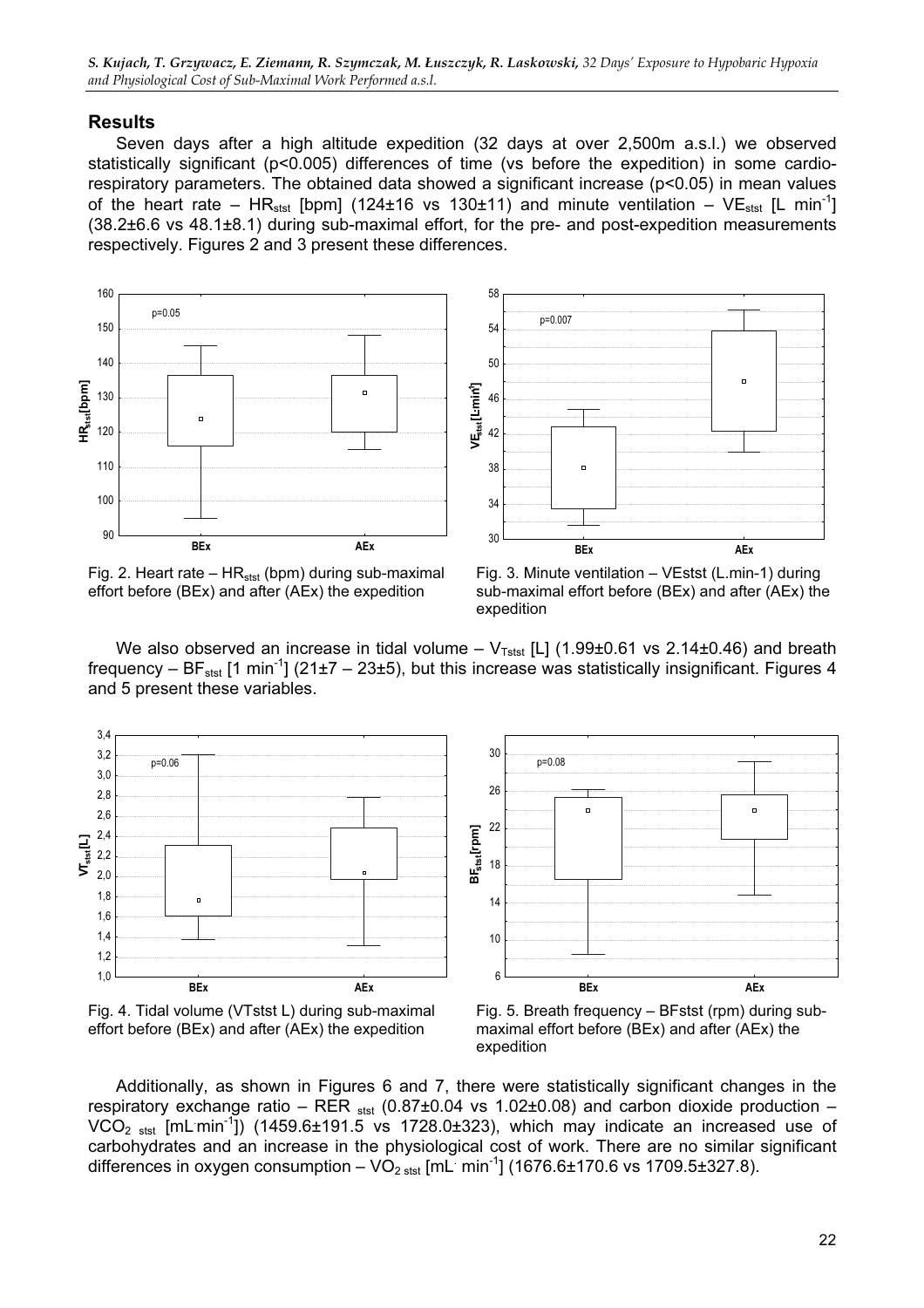## Results

Seven days after a high altitude expedition (32 days at over 2,500m a.s.l.) we observed statistically significant ($p<0.005$) differences of time (vs before the expedition) in some cardio-respiratory parameters. The obtained data showed a significant increase ($p<0.05$) in mean values of the heart rate – $HR_{stst}$ [bpm] (124±16 vs 130±11) and minute ventilation – $VE_{stst}$ [L min$^{-1}$] (38.2±6.6 vs 48.1±8.1) during sub-maximal effort, for the pre- and post-expedition measurements respectively. Figures 2 and 3 present these differences.

Fig. 2. Heart rate – $HR_{stst}$ (bpm) during sub-maximal effort before (BEx) and after (AEx) the expedition

Fig. 3. Minute ventilation – VEstst (L.min-1) during sub-maximal effort before (BEx) and after (AEx) the expedition

We also observed an increase in tidal volume – $V_{Tstst}$ [L] (1.99±0.61 vs 2.14±0.46) and breath frequency – $BF_{stst}$ [1 min$^{-1}$] (21±7 – 23±5), but this increase was statistically insignificant. Figures 4 and 5 present these variables.

Fig. 4. Tidal volume (VTstst L) during sub-maximal effort before (BEx) and after (AEx) the expedition

Fig. 5. Breath frequency – BFstst (rpm) during sub-maximal effort before (BEx) and after (AEx) the expedition

Additionally, as shown in Figures 6 and 7, there were statistically significant changes in the respiratory exchange ratio – $RER_{stst}$ (0.87±0.04 vs 1.02±0.08) and carbon dioxide production – $VCO_{2\ stst}$ [mL·min$^{-1}$]) (1459.6±191.5 vs 1728.0±323), which may indicate an increased use of carbohydrates and an increase in the physiological cost of work. There are no similar significant differences in oxygen consumption – $VO_{2\ stst}$ [mL· min$^{-1}$] (1676.6±170.6 vs 1709.5±327.8).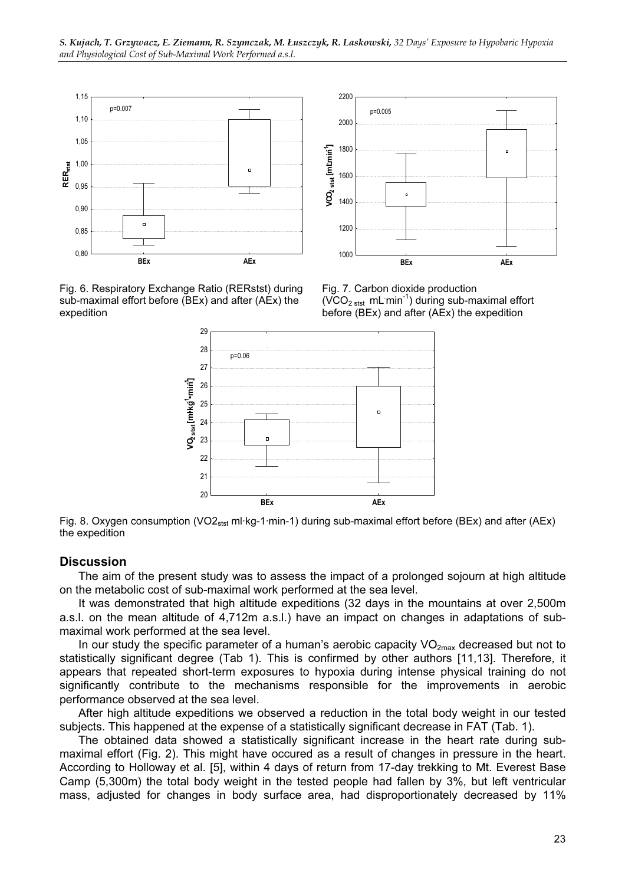Fig. 6. Respiratory Exchange Ratio (RERstst) during sub-maximal effort before (BEx) and after (AEx) the expedition

Fig. 7. Carbon dioxide production ($VCO_{2\ stst}$ $mL \cdot min^{-1}$) during sub-maximal effort before (BEx) and after (AEx) the expedition

Fig. 8. Oxygen consumption ($VO2_{stst}$ ml·kg-1·min-1) during sub-maximal effort before (BEx) and after (AEx) the expedition

## Discussion

The aim of the present study was to assess the impact of a prolonged sojourn at high altitude on the metabolic cost of sub-maximal work performed at the sea level.

It was demonstrated that high altitude expeditions (32 days in the mountains at over 2,500m a.s.l. on the mean altitude of 4,712m a.s.l.) have an impact on changes in adaptations of sub-maximal work performed at the sea level.

In our study the specific parameter of a human's aerobic capacity $VO_{2max}$ decreased but not to statistically significant degree (Tab 1). This is confirmed by other authors [11,13]. Therefore, it appears that repeated short-term exposures to hypoxia during intense physical training do not significantly contribute to the mechanisms responsible for the improvements in aerobic performance observed at the sea level.

After high altitude expeditions we observed a reduction in the total body weight in our tested subjects. This happened at the expense of a statistically significant decrease in FAT (Tab. 1).

The obtained data showed a statistically significant increase in the heart rate during sub-maximal effort (Fig. 2). This might have occured as a result of changes in pressure in the heart. According to Holloway et al. [5], within 4 days of return from 17-day trekking to Mt. Everest Base Camp (5,300m) the total body weight in the tested people had fallen by 3%, but left ventricular mass, adjusted for changes in body surface area, had disproportionately decreased by 11%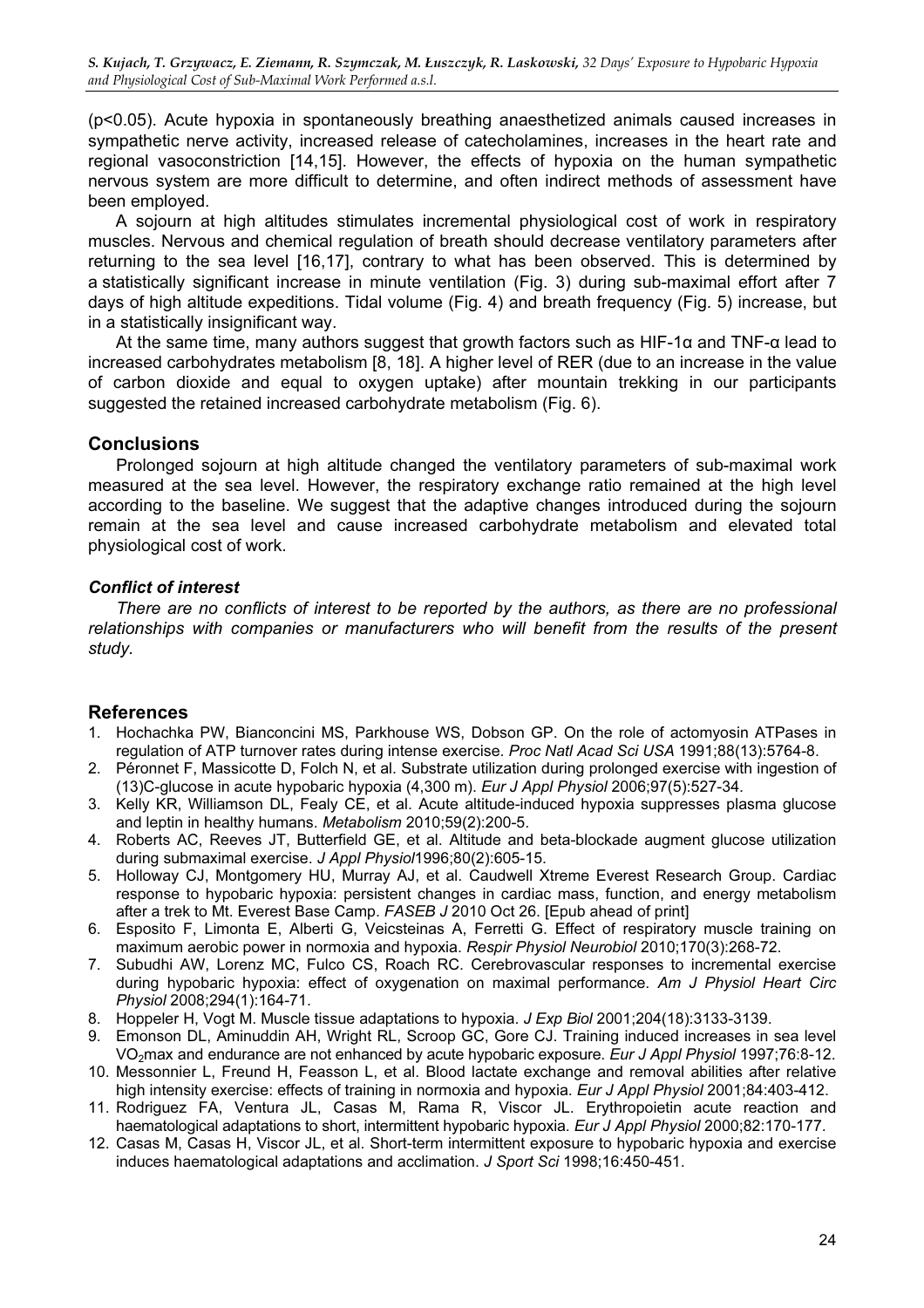(p<0.05). Acute hypoxia in spontaneously breathing anaesthetized animals caused increases in sympathetic nerve activity, increased release of catecholamines, increases in the heart rate and regional vasoconstriction [14,15]. However, the effects of hypoxia on the human sympathetic nervous system are more difficult to determine, and often indirect methods of assessment have been employed.

A sojourn at high altitudes stimulates incremental physiological cost of work in respiratory muscles. Nervous and chemical regulation of breath should decrease ventilatory parameters after returning to the sea level [16,17], contrary to what has been observed. This is determined by a statistically significant increase in minute ventilation (Fig. 3) during sub-maximal effort after 7 days of high altitude expeditions. Tidal volume (Fig. 4) and breath frequency (Fig. 5) increase, but in a statistically insignificant way.

At the same time, many authors suggest that growth factors such as HIF-1α and TNF-α lead to increased carbohydrates metabolism [8, 18]. A higher level of RER (due to an increase in the value of carbon dioxide and equal to oxygen uptake) after mountain trekking in our participants suggested the retained increased carbohydrate metabolism (Fig. 6).

## Conclusions

Prolonged sojourn at high altitude changed the ventilatory parameters of sub-maximal work measured at the sea level. However, the respiratory exchange ratio remained at the high level according to the baseline. We suggest that the adaptive changes introduced during the sojourn remain at the sea level and cause increased carbohydrate metabolism and elevated total physiological cost of work.

### *Conflict of interest*

*There are no conflicts of interest to be reported by the authors, as there are no professional relationships with companies or manufacturers who will benefit from the results of the present study.*

## References

1. Hochachka PW, Bianconcini MS, Parkhouse WS, Dobson GP. On the role of actomyosin ATPases in regulation of ATP turnover rates during intense exercise. *Proc Natl Acad Sci USA* 1991;88(13):5764-8.
2. Péronnet F, Massicotte D, Folch N, et al. Substrate utilization during prolonged exercise with ingestion of (13)C-glucose in acute hypobaric hypoxia (4,300 m). *Eur J Appl Physiol* 2006;97(5):527-34.
3. Kelly KR, Williamson DL, Fealy CE, et al. Acute altitude-induced hypoxia suppresses plasma glucose and leptin in healthy humans. *Metabolism* 2010;59(2):200-5.
4. Roberts AC, Reeves JT, Butterfield GE, et al. Altitude and beta-blockade augment glucose utilization during submaximal exercise. *J Appl Physiol*1996;80(2):605-15.
5. Holloway CJ, Montgomery HU, Murray AJ, et al. Caudwell Xtreme Everest Research Group. Cardiac response to hypobaric hypoxia: persistent changes in cardiac mass, function, and energy metabolism after a trek to Mt. Everest Base Camp. *FASEB J* 2010 Oct 26. [Epub ahead of print]
6. Esposito F, Limonta E, Alberti G, Veicsteinas A, Ferretti G. Effect of respiratory muscle training on maximum aerobic power in normoxia and hypoxia. *Respir Physiol Neurobiol* 2010;170(3):268-72.
7. Subudhi AW, Lorenz MC, Fulco CS, Roach RC. Cerebrovascular responses to incremental exercise during hypobaric hypoxia: effect of oxygenation on maximal performance. *Am J Physiol Heart Circ Physiol* 2008;294(1):164-71.
8. Hoppeler H, Vogt M. Muscle tissue adaptations to hypoxia. *J Exp Biol* 2001;204(18):3133-3139.
9. Emonson DL, Aminuddin AH, Wright RL, Scroop GC, Gore CJ. Training induced increases in sea level $VO_2$max and endurance are not enhanced by acute hypobaric exposure. *Eur J Appl Physiol* 1997;76:8-12.
10. Messonnier L, Freund H, Feasson L, et al. Blood lactate exchange and removal abilities after relative high intensity exercise: effects of training in normoxia and hypoxia. *Eur J Appl Physiol* 2001;84:403-412.
11. Rodriguez FA, Ventura JL, Casas M, Rama R, Viscor JL. Erythropoietin acute reaction and haematological adaptations to short, intermittent hypobaric hypoxia. *Eur J Appl Physiol* 2000;82:170-177.
12. Casas M, Casas H, Viscor JL, et al. Short-term intermittent exposure to hypobaric hypoxia and exercise induces haematological adaptations and acclimation. *J Sport Sci* 1998;16:450-451.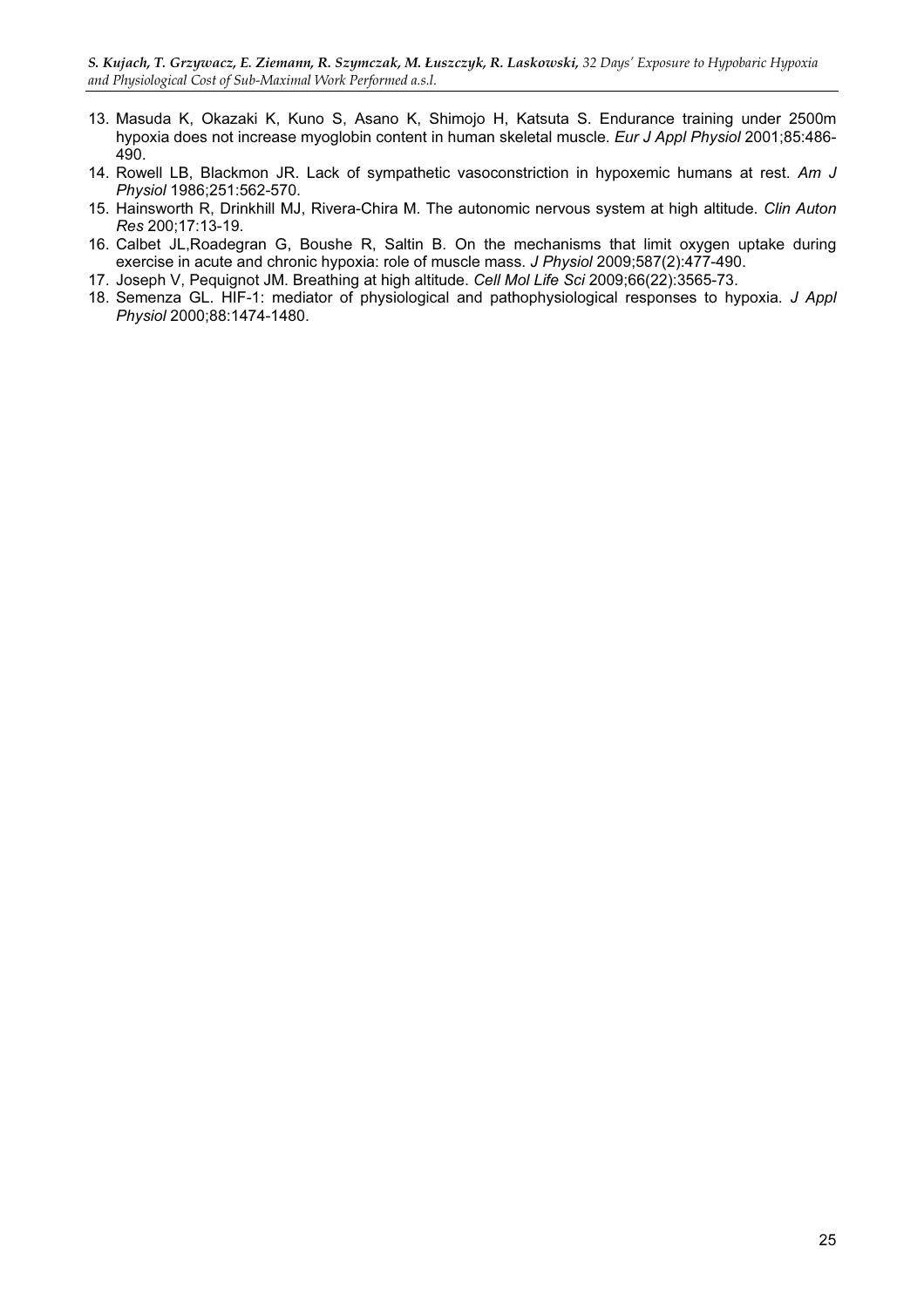13. Masuda K, Okazaki K, Kuno S, Asano K, Shimojo H, Katsuta S. Endurance training under 2500m hypoxia does not increase myoglobin content in human skeletal muscle. *Eur J Appl Physiol* 2001;85:486-490.
14. Rowell LB, Blackmon JR. Lack of sympathetic vasoconstriction in hypoxemic humans at rest. *Am J Physiol* 1986;251:562-570.
15. Hainsworth R, Drinkhill MJ, Rivera-Chira M. The autonomic nervous system at high altitude. *Clin Auton Res* 200;17:13-19.
16. Calbet JL,Roadegran G, Boushe R, Saltin B. On the mechanisms that limit oxygen uptake during exercise in acute and chronic hypoxia: role of muscle mass. *J Physiol* 2009;587(2):477-490.
17. Joseph V, Pequignot JM. Breathing at high altitude. *Cell Mol Life Sci* 2009;66(22):3565-73.
18. Semenza GL. HIF-1: mediator of physiological and pathophysiological responses to hypoxia. *J Appl Physiol* 2000;88:1474-1480.